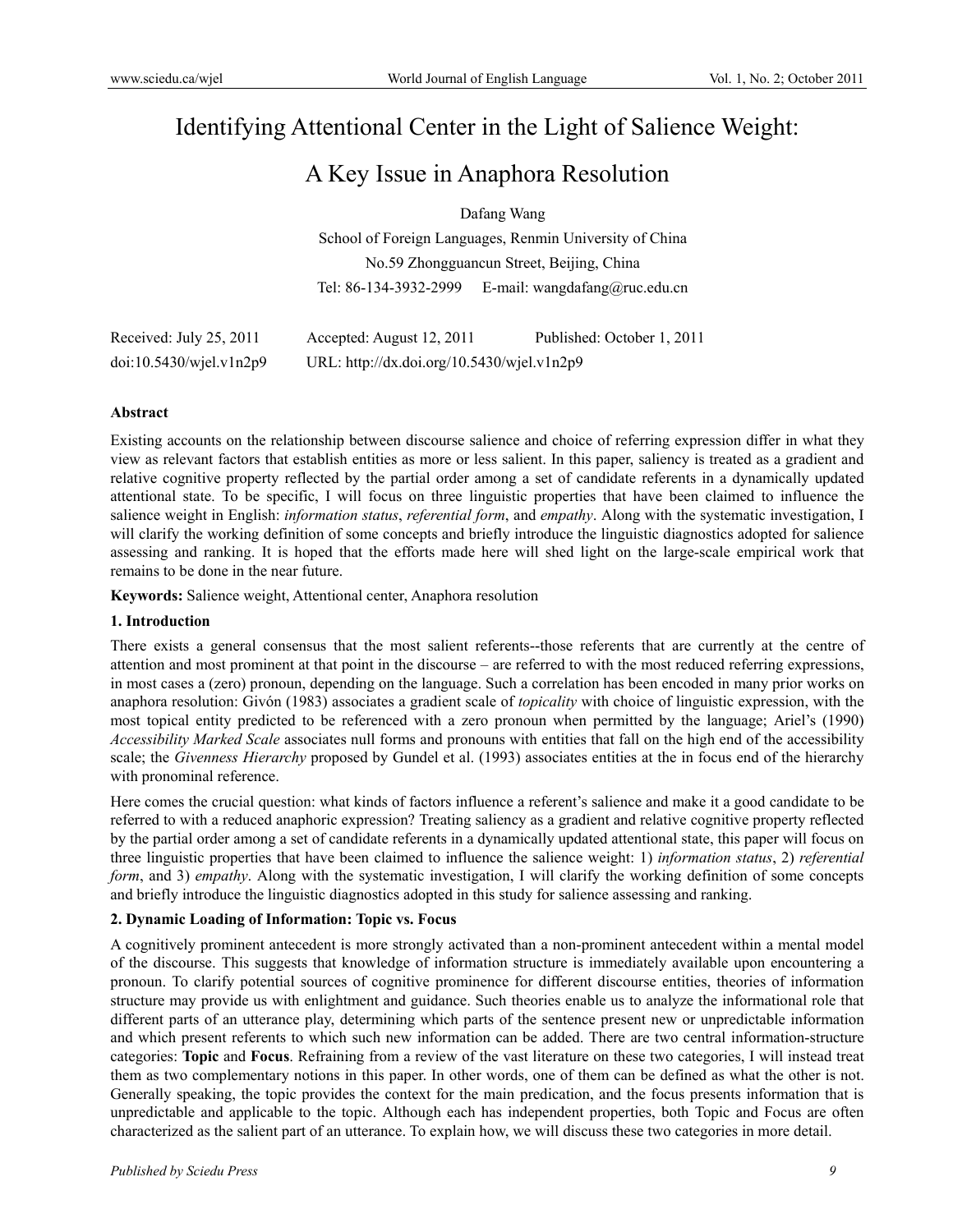# Identifying Attentional Center in the Light of Salience Weight: A Key Issue in Anaphora Resolution

Dafang Wang

School of Foreign Languages, Renmin University of China

No.59 Zhongguancun Street, Beijing, China

Tel: 86-134-3932-2999 E-mail: wangdafang@ruc.edu.cn

Received: July 25, 2011 Accepted: August 12, 2011 Published: October 1, 2011

doi:10.5430/wjel.v1n2p9 URL: http://dx.doi.org/10.5430/wjel.v1n2p9

## Abstract

Existing accounts on the relationship between discourse salience and choice of referring expression differ in what they view as relevant factors that establish entities as more or less salient. In this paper, saliency is treated as a gradient and relative cognitive property reflected by the partial order among a set of candidate referents in a dynamically updated attentional state. To be specific, I will focus on three linguistic properties that have been claimed to influence the salience weight in English: *information status*, *referential form*, and *empathy*. Along with the systematic investigation, I will clarify the working definition of some concepts and briefly introduce the linguistic diagnostics adopted for salience assessing and ranking. It is hoped that the efforts made here will shed light on the large-scale empirical work that remains to be done in the near future.

**Keywords:** Salience weight, Attentional center, Anaphora resolution

## 1. Introduction

There exists a general consensus that the most salient referents--those referents that are currently at the centre of attention and most prominent at that point in the discourse – are referred to with the most reduced referring expressions, in most cases a (zero) pronoun, depending on the language. Such a correlation has been encoded in many prior works on anaphora resolution: Givón (1983) associates a gradient scale of *topicality* with choice of linguistic expression, with the most topical entity predicted to be referenced with a zero pronoun when permitted by the language; Ariel's (1990) *Accessibility Marked Scale* associates null forms and pronouns with entities that fall on the high end of the accessibility scale; the *Givenness Hierarchy* proposed by Gundel et al. (1993) associates entities at the in focus end of the hierarchy with pronominal reference.

Here comes the crucial question: what kinds of factors influence a referent's salience and make it a good candidate to be referred to with a reduced anaphoric expression? Treating saliency as a gradient and relative cognitive property reflected by the partial order among a set of candidate referents in a dynamically updated attentional state, this paper will focus on three linguistic properties that have been claimed to influence the salience weight: 1) *information status*, 2) *referential form*, and 3) *empathy*. Along with the systematic investigation, I will clarify the working definition of some concepts and briefly introduce the linguistic diagnostics adopted in this study for salience assessing and ranking.

## 2. Dynamic Loading of Information: Topic vs. Focus

A cognitively prominent antecedent is more strongly activated than a non-prominent antecedent within a mental model of the discourse. This suggests that knowledge of information structure is immediately available upon encountering a pronoun. To clarify potential sources of cognitive prominence for different discourse entities, theories of information structure may provide us with enlightment and guidance. Such theories enable us to analyze the informational role that different parts of an utterance play, determining which parts of the sentence present new or unpredictable information and which present referents to which such new information can be added. There are two central information-structure categories: **Topic** and **Focus**. Refraining from a review of the vast literature on these two categories, I will instead treat them as two complementary notions in this paper. In other words, one of them can be defined as what the other is not. Generally speaking, the topic provides the context for the main predication, and the focus presents information that is unpredictable and applicable to the topic. Although each has independent properties, both Topic and Focus are often characterized as the salient part of an utterance. To explain how, we will discuss these two categories in more detail.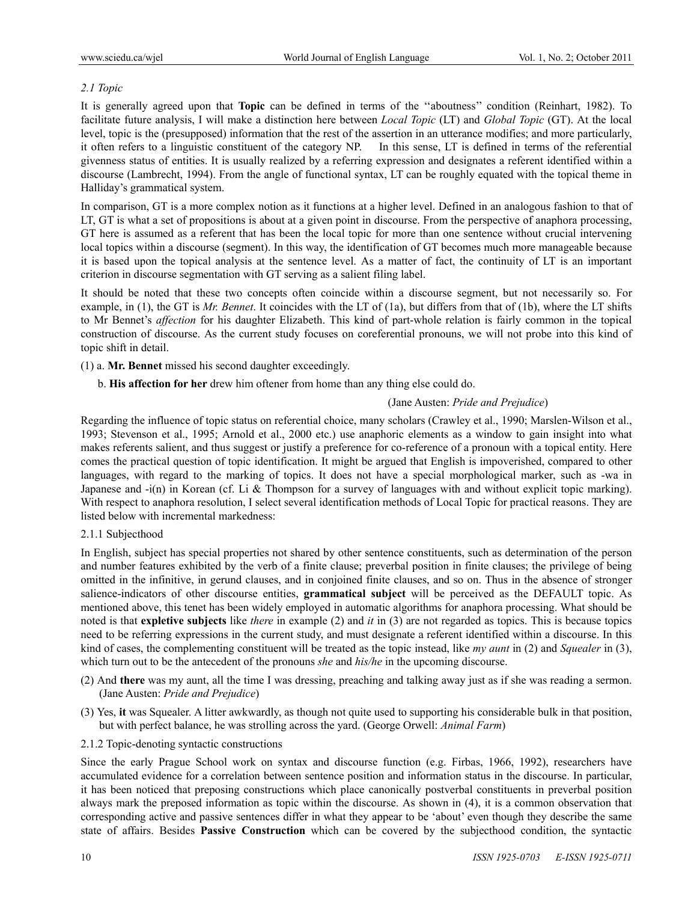### *2.1 Topic*

It is generally agreed upon that **Topic** can be defined in terms of the ''aboutness'' condition (Reinhart, 1982). To facilitate future analysis, I will make a distinction here between *Local Topic* (LT) and *Global Topic* (GT). At the local level, topic is the (presupposed) information that the rest of the assertion in an utterance modifies; and more particularly, it often refers to a linguistic constituent of the category NP. In this sense, LT is defined in terms of the referential givenness status of entities. It is usually realized by a referring expression and designates a referent identified within a discourse (Lambrecht, 1994). From the angle of functional syntax, LT can be roughly equated with the topical theme in Halliday's grammatical system.

In comparison, GT is a more complex notion as it functions at a higher level. Defined in an analogous fashion to that of LT, GT is what a set of propositions is about at a given point in discourse. From the perspective of anaphora processing, GT here is assumed as a referent that has been the local topic for more than one sentence without crucial intervening local topics within a discourse (segment). In this way, the identification of GT becomes much more manageable because it is based upon the topical analysis at the sentence level. As a matter of fact, the continuity of LT is an important criterion in discourse segmentation with GT serving as a salient filing label.

It should be noted that these two concepts often coincide within a discourse segment, but not necessarily so. For example, in (1), the GT is *Mr. Bennet*. It coincides with the LT of (1a), but differs from that of (1b), where the LT shifts to Mr Bennet's *affection* for his daughter Elizabeth. This kind of part-whole relation is fairly common in the topical construction of discourse. As the current study focuses on coreferential pronouns, we will not probe into this kind of topic shift in detail.

(1) a. **Mr. Bennet** missed his second daughter exceedingly.

b. **His affection for her** drew him oftener from home than any thing else could do.

(Jane Austen: *Pride and Prejudice*)

Regarding the influence of topic status on referential choice, many scholars (Crawley et al., 1990; Marslen-Wilson et al., 1993; Stevenson et al., 1995; Arnold et al., 2000 etc.) use anaphoric elements as a window to gain insight into what makes referents salient, and thus suggest or justify a preference for co-reference of a pronoun with a topical entity. Here comes the practical question of topic identification. It might be argued that English is impoverished, compared to other languages, with regard to the marking of topics. It does not have a special morphological marker, such as -wa in Japanese and -i(n) in Korean (cf. Li & Thompson for a survey of languages with and without explicit topic marking). With respect to anaphora resolution, I select several identification methods of Local Topic for practical reasons. They are listed below with incremental markedness:

#### 2.1.1 Subjecthood

In English, subject has special properties not shared by other sentence constituents, such as determination of the person and number features exhibited by the verb of a finite clause; preverbal position in finite clauses; the privilege of being omitted in the infinitive, in gerund clauses, and in conjoined finite clauses, and so on. Thus in the absence of stronger salience-indicators of other discourse entities, **grammatical subject** will be perceived as the DEFAULT topic. As mentioned above, this tenet has been widely employed in automatic algorithms for anaphora processing. What should be noted is that **expletive subjects** like *there* in example (2) and *it* in (3) are not regarded as topics. This is because topics need to be referring expressions in the current study, and must designate a referent identified within a discourse. In this kind of cases, the complementing constituent will be treated as the topic instead, like *my aunt* in (2) and *Squealer* in (3), which turn out to be the antecedent of the pronouns *she* and *his/he* in the upcoming discourse.

(2) And **there** was my aunt, all the time I was dressing, preaching and talking away just as if she was reading a sermon. (Jane Austen: *Pride and Prejudice*)

(3) Yes, **it** was Squealer. A litter awkwardly, as though not quite used to supporting his considerable bulk in that position, but with perfect balance, he was strolling across the yard. (George Orwell: *Animal Farm*)

#### 2.1.2 Topic-denoting syntactic constructions

Since the early Prague School work on syntax and discourse function (e.g. Firbas, 1966, 1992), researchers have accumulated evidence for a correlation between sentence position and information status in the discourse. In particular, it has been noticed that preposing constructions which place canonically postverbal constituents in preverbal position always mark the preposed information as topic within the discourse. As shown in (4), it is a common observation that corresponding active and passive sentences differ in what they appear to be 'about' even though they describe the same state of affairs. Besides **Passive Construction** which can be covered by the subjecthood condition, the syntactic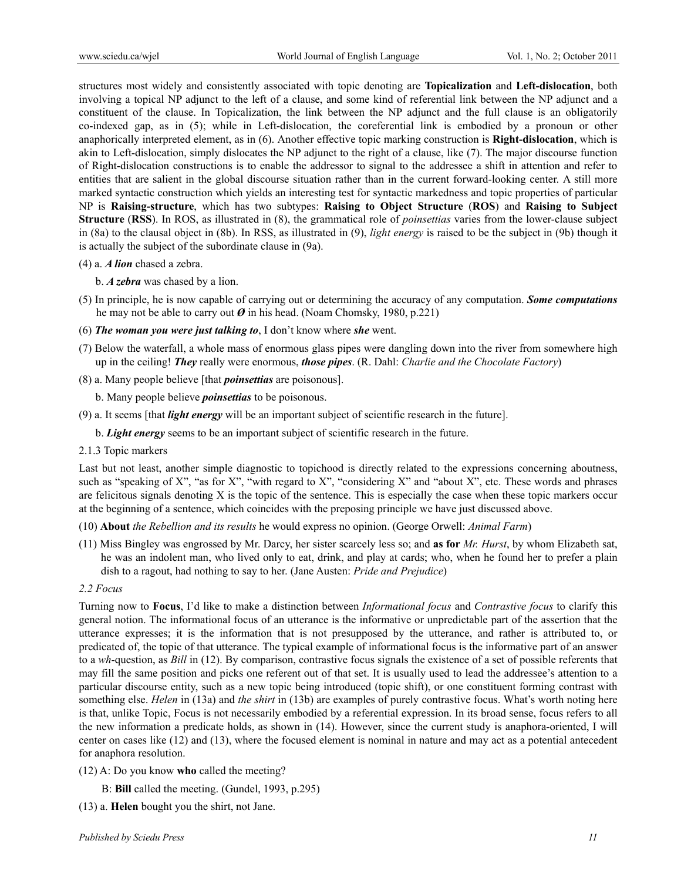structures most widely and consistently associated with topic denoting are **Topicalization** and **Left-dislocation**, both involving a topical NP adjunct to the left of a clause, and some kind of referential link between the NP adjunct and a constituent of the clause. In Topicalization, the link between the NP adjunct and the full clause is an obligatorily co-indexed gap, as in (5); while in Left-dislocation, the coreferential link is embodied by a pronoun or other anaphorically interpreted element, as in (6). Another effective topic marking construction is **Right-dislocation**, which is akin to Left-dislocation, simply dislocates the NP adjunct to the right of a clause, like (7). The major discourse function of Right-dislocation constructions is to enable the addressor to signal to the addressee a shift in attention and refer to entities that are salient in the global discourse situation rather than in the current forward-looking center. A still more marked syntactic construction which yields an interesting test for syntactic markedness and topic properties of particular NP is **Raising-structure**, which has two subtypes: **Raising to Object Structure** (**ROS**) and **Raising to Subject Structure** (**RSS**). In ROS, as illustrated in (8), the grammatical role of *poinsettias* varies from the lower-clause subject in (8a) to the clausal object in (8b). In RSS, as illustrated in (9), *light energy* is raised to be the subject in (9b) though it is actually the subject of the subordinate clause in (9a).

(4) a. ***A lion*** chased a zebra.

b. ***A zebra*** was chased by a lion.

(5) In principle, he is now capable of carrying out or determining the accuracy of any computation. ***Some computations*** he may not be able to carry out ***Ø*** in his head. (Noam Chomsky, 1980, p.221)

(6) ***The woman you were just talking to***, I don't know where ***she*** went.

(7) Below the waterfall, a whole mass of enormous glass pipes were dangling down into the river from somewhere high up in the ceiling! ***They*** really were enormous, ***those pipes***. (R. Dahl: *Charlie and the Chocolate Factory*)

(8) a. Many people believe [that ***poinsettias*** are poisonous].

b. Many people believe ***poinsettias*** to be poisonous.

(9) a. It seems [that ***light energy*** will be an important subject of scientific research in the future].

b. ***Light energy*** seems to be an important subject of scientific research in the future.

### 2.1.3 Topic markers

Last but not least, another simple diagnostic to topichood is directly related to the expressions concerning aboutness, such as "speaking of X", "as for X", "with regard to X", "considering X" and "about X", etc. These words and phrases are felicitous signals denoting X is the topic of the sentence. This is especially the case when these topic markers occur at the beginning of a sentence, which coincides with the preposing principle we have just discussed above.

(10) **About** *the Rebellion and its results* he would express no opinion. (George Orwell: *Animal Farm*)

(11) Miss Bingley was engrossed by Mr. Darcy, her sister scarcely less so; and **as for** *Mr. Hurst*, by whom Elizabeth sat, he was an indolent man, who lived only to eat, drink, and play at cards; who, when he found her to prefer a plain dish to a ragout, had nothing to say to her. (Jane Austen: *Pride and Prejudice*)

### *2.2 Focus*

Turning now to **Focus**, I'd like to make a distinction between *Informational focus* and *Contrastive focus* to clarify this general notion. The informational focus of an utterance is the informative or unpredictable part of the assertion that the utterance expresses; it is the information that is not presupposed by the utterance, and rather is attributed to, or predicated of, the topic of that utterance. The typical example of informational focus is the informative part of an answer to a *wh*-question, as *Bill* in (12). By comparison, contrastive focus signals the existence of a set of possible referents that may fill the same position and picks one referent out of that set. It is usually used to lead the addressee's attention to a particular discourse entity, such as a new topic being introduced (topic shift), or one constituent forming contrast with something else. *Helen* in (13a) and *the shirt* in (13b) are examples of purely contrastive focus. What's worth noting here is that, unlike Topic, Focus is not necessarily embodied by a referential expression. In its broad sense, focus refers to all the new information a predicate holds, as shown in (14). However, since the current study is anaphora-oriented, I will center on cases like (12) and (13), where the focused element is nominal in nature and may act as a potential antecedent for anaphora resolution.

(12) A: Do you know **who** called the meeting?

B: **Bill** called the meeting. (Gundel, 1993, p.295)

(13) a. **Helen** bought you the shirt, not Jane.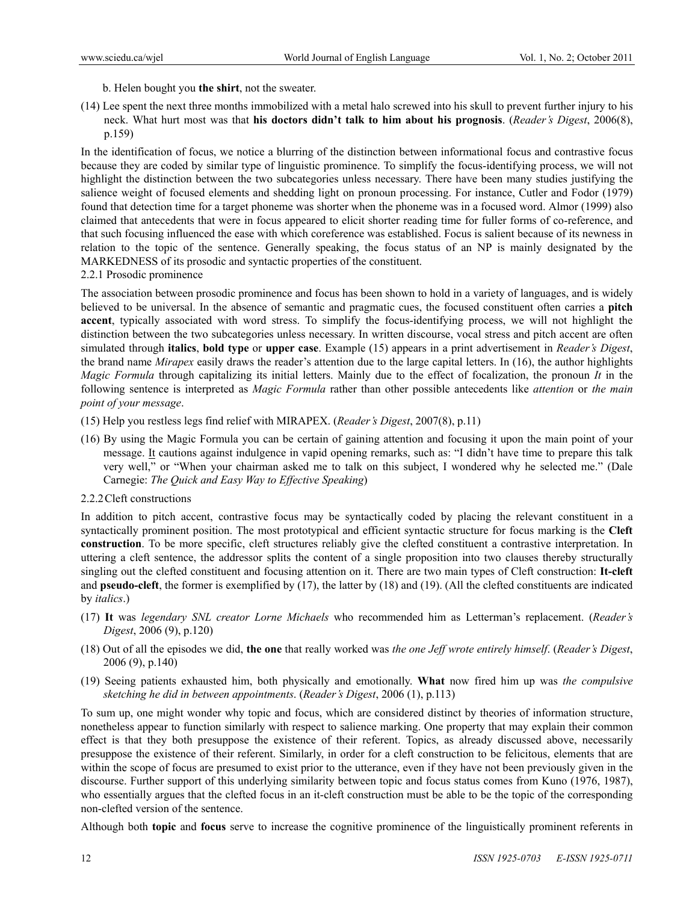b. Helen bought you **the shirt**, not the sweater.

(14) Lee spent the next three months immobilized with a metal halo screwed into his skull to prevent further injury to his neck. What hurt most was that **his doctors didn't talk to him about his prognosis**. (*Reader's Digest*, 2006(8), p.159)

In the identification of focus, we notice a blurring of the distinction between informational focus and contrastive focus because they are coded by similar type of linguistic prominence. To simplify the focus-identifying process, we will not highlight the distinction between the two subcategories unless necessary. There have been many studies justifying the salience weight of focused elements and shedding light on pronoun processing. For instance, Cutler and Fodor (1979) found that detection time for a target phoneme was shorter when the phoneme was in a focused word. Almor (1999) also claimed that antecedents that were in focus appeared to elicit shorter reading time for fuller forms of co-reference, and that such focusing influenced the ease with which coreference was established. Focus is salient because of its newness in relation to the topic of the sentence. Generally speaking, the focus status of an NP is mainly designated by the MARKEDNESS of its prosodic and syntactic properties of the constituent.

### 2.2.1 Prosodic prominence

The association between prosodic prominence and focus has been shown to hold in a variety of languages, and is widely believed to be universal. In the absence of semantic and pragmatic cues, the focused constituent often carries a **pitch accent**, typically associated with word stress. To simplify the focus-identifying process, we will not highlight the distinction between the two subcategories unless necessary. In written discourse, vocal stress and pitch accent are often simulated through **italics**, **bold type** or **upper case**. Example (15) appears in a print advertisement in *Reader's Digest*, the brand name *Mirapex* easily draws the reader's attention due to the large capital letters. In (16), the author highlights *Magic Formula* through capitalizing its initial letters. Mainly due to the effect of focalization, the pronoun *It* in the following sentence is interpreted as *Magic Formula* rather than other possible antecedents like *attention* or *the main point of your message*.

(15) Help you restless legs find relief with MIRAPEX. (*Reader's Digest*, 2007(8), p.11)

(16) By using the Magic Formula you can be certain of gaining attention and focusing it upon the main point of your message. <u>It</u> cautions against indulgence in vapid opening remarks, such as: "I didn't have time to prepare this talk very well," or "When your chairman asked me to talk on this subject, I wondered why he selected me." (Dale Carnegie: *The Quick and Easy Way to Effective Speaking*)

### 2.2.2 Cleft constructions

In addition to pitch accent, contrastive focus may be syntactically coded by placing the relevant constituent in a syntactically prominent position. The most prototypical and efficient syntactic structure for focus marking is the **Cleft construction**. To be more specific, cleft structures reliably give the clefted constituent a contrastive interpretation. In uttering a cleft sentence, the addressor splits the content of a single proposition into two clauses thereby structurally singling out the clefted constituent and focusing attention on it. There are two main types of Cleft construction: **It-cleft** and **pseudo-cleft**, the former is exemplified by (17), the latter by (18) and (19). (All the clefted constituents are indicated by *italics*.)

(17) **It** was *legendary SNL creator Lorne Michaels* who recommended him as Letterman's replacement. (*Reader's Digest*, 2006 (9), p.120)

(18) Out of all the episodes we did, **the one** that really worked was *the one Jeff wrote entirely himself*. (*Reader's Digest*, 2006 (9), p.140)

(19) Seeing patients exhausted him, both physically and emotionally. **What** now fired him up was *the compulsive sketching he did in between appointments*. (*Reader's Digest*, 2006 (1), p.113)

To sum up, one might wonder why topic and focus, which are considered distinct by theories of information structure, nonetheless appear to function similarly with respect to salience marking. One property that may explain their common effect is that they both presuppose the existence of their referent. Topics, as already discussed above, necessarily presuppose the existence of their referent. Similarly, in order for a cleft construction to be felicitous, elements that are within the scope of focus are presumed to exist prior to the utterance, even if they have not been previously given in the discourse. Further support of this underlying similarity between topic and focus status comes from Kuno (1976, 1987), who essentially argues that the clefted focus in an it-cleft construction must be able to be the topic of the corresponding non-clefted version of the sentence.

Although both **topic** and **focus** serve to increase the cognitive prominence of the linguistically prominent referents in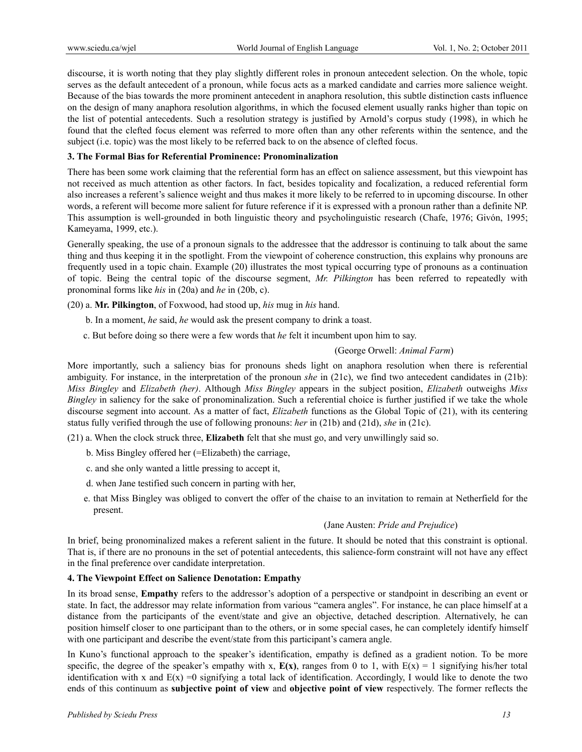discourse, it is worth noting that they play slightly different roles in pronoun antecedent selection. On the whole, topic serves as the default antecedent of a pronoun, while focus acts as a marked candidate and carries more salience weight. Because of the bias towards the more prominent antecedent in anaphora resolution, this subtle distinction casts influence on the design of many anaphora resolution algorithms, in which the focused element usually ranks higher than topic on the list of potential antecedents. Such a resolution strategy is justified by Arnold's corpus study (1998), in which he found that the clefted focus element was referred to more often than any other referents within the sentence, and the subject (i.e. topic) was the most likely to be referred back to on the absence of clefted focus.

### 3. The Formal Bias for Referential Prominence: Pronominalization

There has been some work claiming that the referential form has an effect on salience assessment, but this viewpoint has not received as much attention as other factors. In fact, besides topicality and focalization, a reduced referential form also increases a referent's salience weight and thus makes it more likely to be referred to in upcoming discourse. In other words, a referent will become more salient for future reference if it is expressed with a pronoun rather than a definite NP. This assumption is well-grounded in both linguistic theory and psycholinguistic research (Chafe, 1976; Givón, 1995; Kameyama, 1999, etc.).

Generally speaking, the use of a pronoun signals to the addressee that the addressor is continuing to talk about the same thing and thus keeping it in the spotlight. From the viewpoint of coherence construction, this explains why pronouns are frequently used in a topic chain. Example (20) illustrates the most typical occurring type of pronouns as a continuation of topic. Being the central topic of the discourse segment, *Mr. Pilkington* has been referred to repeatedly with pronominal forms like *his* in (20a) and *he* in (20b, c).

(20) a. **Mr. Pilkington**, of Foxwood, had stood up, *his* mug in *his* hand.

b. In a moment, *he* said, *he* would ask the present company to drink a toast.

c. But before doing so there were a few words that *he* felt it incumbent upon him to say.

(George Orwell: *Animal Farm*)

More importantly, such a saliency bias for pronouns sheds light on anaphora resolution when there is referential ambiguity. For instance, in the interpretation of the pronoun *she* in (21c), we find two antecedent candidates in (21b): *Miss Bingley* and *Elizabeth (her)*. Although *Miss Bingley* appears in the subject position, *Elizabeth* outweighs *Miss Bingley* in saliency for the sake of pronominalization. Such a referential choice is further justified if we take the whole discourse segment into account. As a matter of fact, *Elizabeth* functions as the Global Topic of (21), with its centering status fully verified through the use of following pronouns: *her* in (21b) and (21d), *she* in (21c).

(21) a. When the clock struck three, **Elizabeth** felt that she must go, and very unwillingly said so.

b. Miss Bingley offered her (=Elizabeth) the carriage,

c. and she only wanted a little pressing to accept it,

d. when Jane testified such concern in parting with her,

e. that Miss Bingley was obliged to convert the offer of the chaise to an invitation to remain at Netherfield for the present.

(Jane Austen: *Pride and Prejudice*)

In brief, being pronominalized makes a referent salient in the future. It should be noted that this constraint is optional. That is, if there are no pronouns in the set of potential antecedents, this salience-form constraint will not have any effect in the final preference over candidate interpretation.

### 4. The Viewpoint Effect on Salience Denotation: Empathy

In its broad sense, **Empathy** refers to the addressor's adoption of a perspective or standpoint in describing an event or state. In fact, the addressor may relate information from various "camera angles". For instance, he can place himself at a distance from the participants of the event/state and give an objective, detached description. Alternatively, he can position himself closer to one participant than to the others, or in some special cases, he can completely identify himself with one participant and describe the event/state from this participant's camera angle.

In Kuno's functional approach to the speaker's identification, empathy is defined as a gradient notion. To be more specific, the degree of the speaker's empathy with x, **E(x)**, ranges from 0 to 1, with $E(x) = 1$ signifying his/her total identification with x and $E(x) = 0$ signifying a total lack of identification. Accordingly, I would like to denote the two ends of this continuum as **subjective point of view** and **objective point of view** respectively. The former reflects the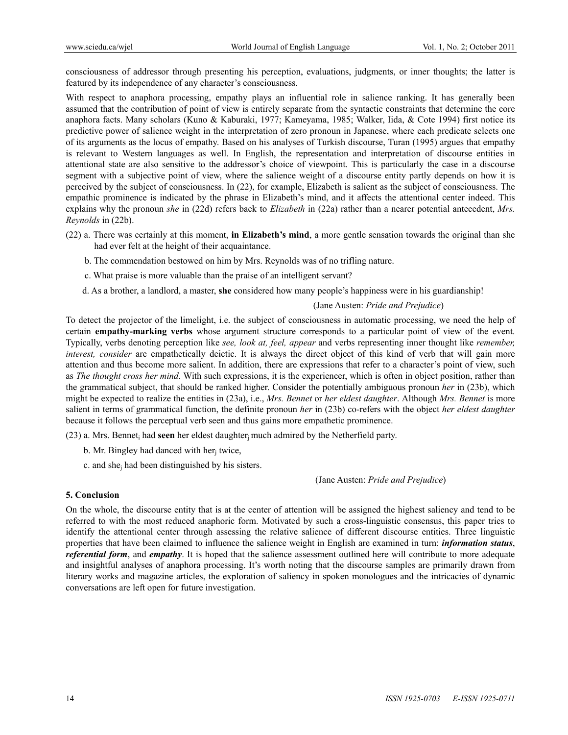consciousness of addressor through presenting his perception, evaluations, judgments, or inner thoughts; the latter is featured by its independence of any character's consciousness.

With respect to anaphora processing, empathy plays an influential role in salience ranking. It has generally been assumed that the contribution of point of view is entirely separate from the syntactic constraints that determine the core anaphora facts. Many scholars (Kuno & Kaburaki, 1977; Kameyama, 1985; Walker, Iida, & Cote 1994) first notice its predictive power of salience weight in the interpretation of zero pronoun in Japanese, where each predicate selects one of its arguments as the locus of empathy. Based on his analyses of Turkish discourse, Turan (1995) argues that empathy is relevant to Western languages as well. In English, the representation and interpretation of discourse entities in attentional state are also sensitive to the addressor's choice of viewpoint. This is particularly the case in a discourse segment with a subjective point of view, where the salience weight of a discourse entity partly depends on how it is perceived by the subject of consciousness. In (22), for example, Elizabeth is salient as the subject of consciousness. The empathic prominence is indicated by the phrase in Elizabeth's mind, and it affects the attentional center indeed. This explains why the pronoun *she* in (22d) refers back to *Elizabeth* in (22a) rather than a nearer potential antecedent, *Mrs. Reynolds* in (22b).

(22) a. There was certainly at this moment, **in Elizabeth's mind**, a more gentle sensation towards the original than she had ever felt at the height of their acquaintance.

b. The commendation bestowed on him by Mrs. Reynolds was of no trifling nature.

c. What praise is more valuable than the praise of an intelligent servant?

d. As a brother, a landlord, a master, **she** considered how many people's happiness were in his guardianship!

(Jane Austen: *Pride and Prejudice*)

To detect the projector of the limelight, i.e. the subject of consciousness in automatic processing, we need the help of certain **empathy-marking verbs** whose argument structure corresponds to a particular point of view of the event. Typically, verbs denoting perception like *see, look at, feel, appear* and verbs representing inner thought like *remember, interest, consider* are empathetically deictic. It is always the direct object of this kind of verb that will gain more attention and thus become more salient. In addition, there are expressions that refer to a character's point of view, such as *The thought cross her mind*. With such expressions, it is the experiencer, which is often in object position, rather than the grammatical subject, that should be ranked higher. Consider the potentially ambiguous pronoun *her* in (23b), which might be expected to realize the entities in (23a), i.e., *Mrs. Bennet* or *her eldest daughter*. Although *Mrs. Bennet* is more salient in terms of grammatical function, the definite pronoun *her* in (23b) co-refers with the object *her eldest daughter* because it follows the perceptual verb seen and thus gains more empathetic prominence.

(23) a. Mrs. Bennet$_i$ had **seen** her eldest daughter$_j$ much admired by the Netherfield party.

b. Mr. Bingley had danced with her$_j$ twice,

c. and she$_j$ had been distinguished by his sisters.

(Jane Austen: *Pride and Prejudice*)

**5. Conclusion**

On the whole, the discourse entity that is at the center of attention will be assigned the highest saliency and tend to be referred to with the most reduced anaphoric form. Motivated by such a cross-linguistic consensus, this paper tries to identify the attentional center through assessing the relative salience of different discourse entities. Three linguistic properties that have been claimed to influence the salience weight in English are examined in turn: ***information status***, ***referential form***, and ***empathy***. It is hoped that the salience assessment outlined here will contribute to more adequate and insightful analyses of anaphora processing. It's worth noting that the discourse samples are primarily drawn from literary works and magazine articles, the exploration of saliency in spoken monologues and the intricacies of dynamic conversations are left open for future investigation.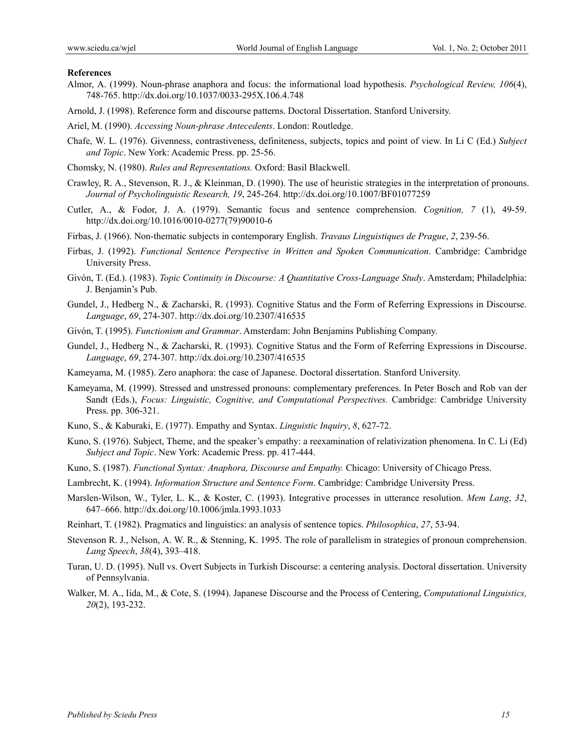**References**

Almor, A. (1999). Noun-phrase anaphora and focus: the informational load hypothesis. *Psychological Review, 106*(4), 748-765. http://dx.doi.org/10.1037/0033-295X.106.4.748

Arnold, J. (1998). Reference form and discourse patterns. Doctoral Dissertation. Stanford University.

Ariel, M. (1990). *Accessing Noun-phrase Antecedents*. London: Routledge.

Chafe, W. L. (1976). Givenness, contrastiveness, definiteness, subjects, topics and point of view. In Li C (Ed.) *Subject and Topic*. New York: Academic Press. pp. 25-56.

Chomsky, N. (1980). *Rules and Representations.* Oxford: Basil Blackwell.

Crawley, R. A., Stevenson, R. J., & Kleinman, D. (1990). The use of heuristic strategies in the interpretation of pronouns. *Journal of Psycholinguistic Research, 19*, 245-264. http://dx.doi.org/10.1007/BF01077259

Cutler, A., & Fodor, J. A. (1979). Semantic focus and sentence comprehension. *Cognition, 7* (1), 49-59. http://dx.doi.org/10.1016/0010-0277(79)90010-6

Firbas, J. (1966). Non-thematic subjects in contemporary English. *Travaus Linguistiques de Prague*, *2*, 239-56.

Firbas, J. (1992). *Functional Sentence Perspective in Written and Spoken Communication*. Cambridge: Cambridge University Press.

Givón, T. (Ed.). (1983). *Topic Continuity in Discourse: A Quantitative Cross-Language Study*. Amsterdam; Philadelphia: J. Benjamin's Pub.

Gundel, J., Hedberg N., & Zacharski, R. (1993). Cognitive Status and the Form of Referring Expressions in Discourse. *Language*, *69*, 274-307. http://dx.doi.org/10.2307/416535

Givón, T. (1995). *Functionism and Grammar*. Amsterdam: John Benjamins Publishing Company.

Gundel, J., Hedberg N., & Zacharski, R. (1993). Cognitive Status and the Form of Referring Expressions in Discourse. *Language*, *69*, 274-307. http://dx.doi.org/10.2307/416535

Kameyama, M. (1985). Zero anaphora: the case of Japanese. Doctoral dissertation. Stanford University.

Kameyama, M. (1999). Stressed and unstressed pronouns: complementary preferences. In Peter Bosch and Rob van der Sandt (Eds.), *Focus: Linguistic, Cognitive, and Computational Perspectives.* Cambridge: Cambridge University Press. pp. 306-321.

Kuno, S., & Kaburaki, E. (1977). Empathy and Syntax. *Linguistic Inquiry*, *8*, 627-72.

Kuno, S. (1976). Subject, Theme, and the speaker's empathy: a reexamination of relativization phenomena. In C. Li (Ed) *Subject and Topic*. New York: Academic Press. pp. 417-444.

Kuno, S. (1987). *Functional Syntax: Anaphora, Discourse and Empathy.* Chicago: University of Chicago Press.

Lambrecht, K. (1994). *Information Structure and Sentence Form*. Cambridge: Cambridge University Press.

Marslen-Wilson, W., Tyler, L. K., & Koster, C. (1993). Integrative processes in utterance resolution. *Mem Lang*, *32*, 647–666. http://dx.doi.org/10.1006/jmla.1993.1033

Reinhart, T. (1982). Pragmatics and linguistics: an analysis of sentence topics. *Philosophica*, *27*, 53-94.

Stevenson R. J., Nelson, A. W. R., & Stenning, K. 1995. The role of parallelism in strategies of pronoun comprehension. *Lang Speech*, *38*(4), 393–418.

Turan, U. D. (1995). Null vs. Overt Subjects in Turkish Discourse: a centering analysis. Doctoral dissertation. University of Pennsylvania.

Walker, M. A., Iida, M., & Cote, S. (1994). Japanese Discourse and the Process of Centering, *Computational Linguistics, 20*(2), 193-232.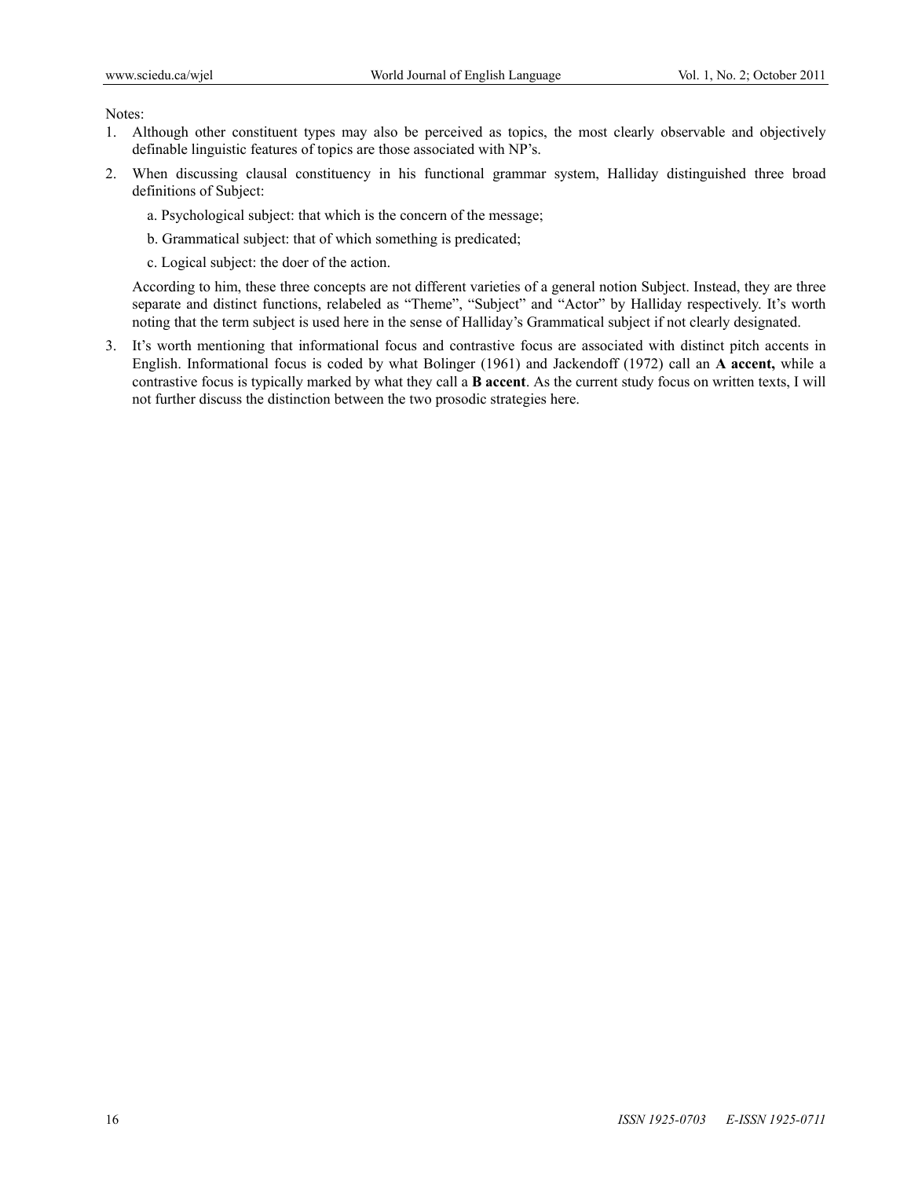Notes:

1. Although other constituent types may also be perceived as topics, the most clearly observable and objectively definable linguistic features of topics are those associated with NP's.

2. When discussing clausal constituency in his functional grammar system, Halliday distinguished three broad definitions of Subject:

   a. Psychological subject: that which is the concern of the message;

   b. Grammatical subject: that of which something is predicated;

   c. Logical subject: the doer of the action.

   According to him, these three concepts are not different varieties of a general notion Subject. Instead, they are three separate and distinct functions, relabeled as "Theme", "Subject" and "Actor" by Halliday respectively. It's worth noting that the term subject is used here in the sense of Halliday's Grammatical subject if not clearly designated.

3. It's worth mentioning that informational focus and contrastive focus are associated with distinct pitch accents in English. Informational focus is coded by what Bolinger (1961) and Jackendoff (1972) call an **A accent,** while a contrastive focus is typically marked by what they call a **B accent**. As the current study focus on written texts, I will not further discuss the distinction between the two prosodic strategies here.